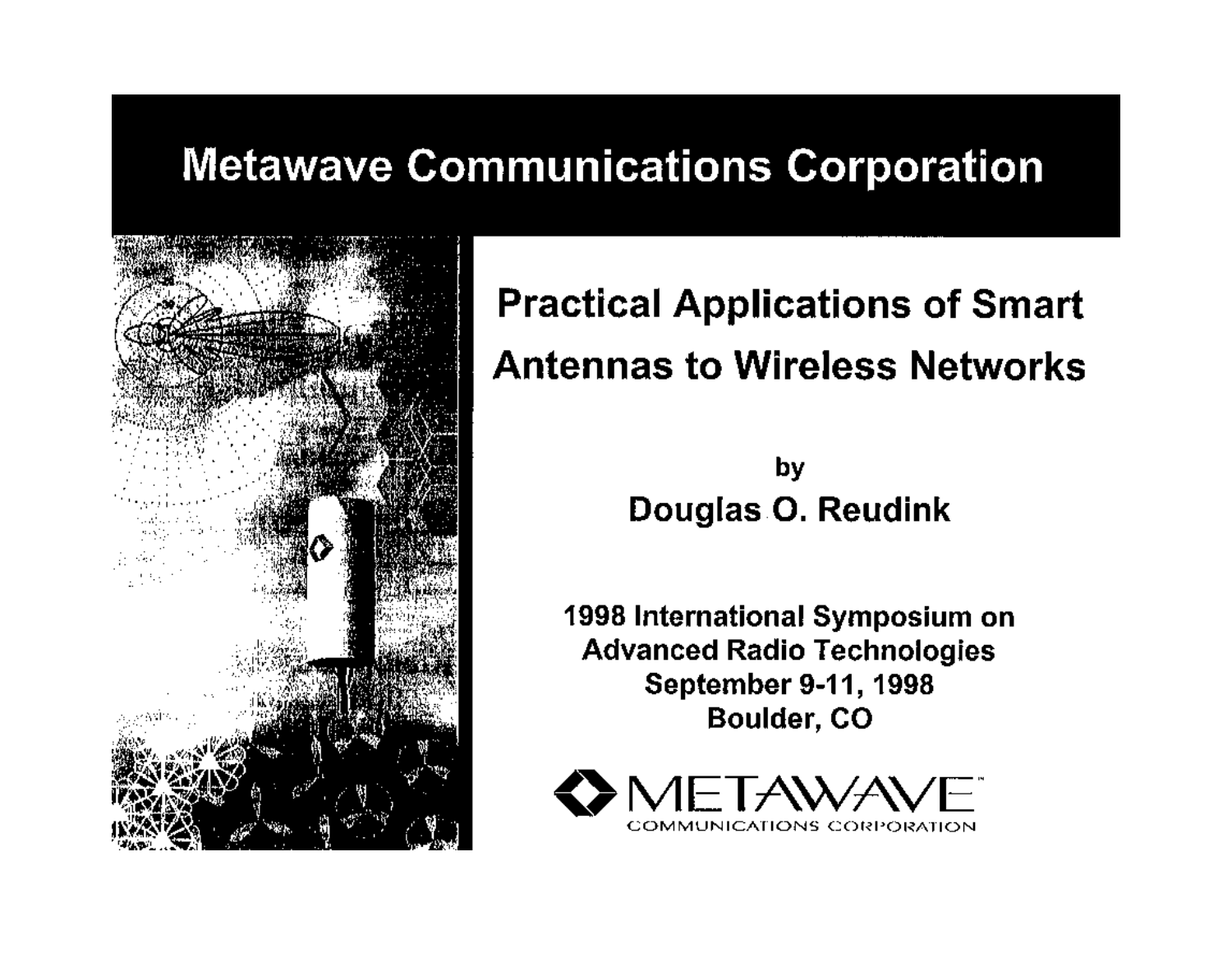# Metawave Communications Corporation

## Practical Applications of Smart Antennas to Wireless Networks

by

**Douglas O. Reudink**

**1998 International Symposium on Advanced Radio Technologies**
**September 9-11, 1998**
**Boulder, CO**

METAWAVE™
COMMUNICATIONS CORPORATION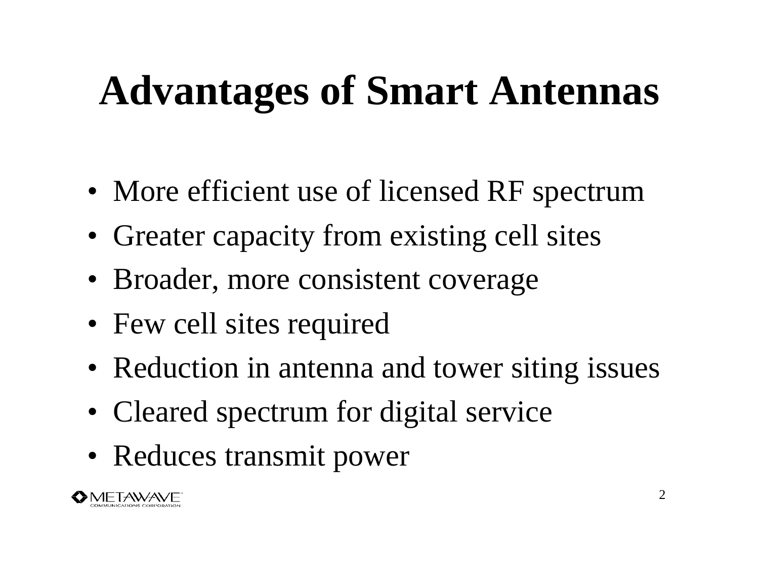# Advantages of Smart Antennas

- More efficient use of licensed RF spectrum
- Greater capacity from existing cell sites
- Broader, more consistent coverage
- Few cell sites required
- Reduction in antenna and tower siting issues
- Cleared spectrum for digital service
- Reduces transmit power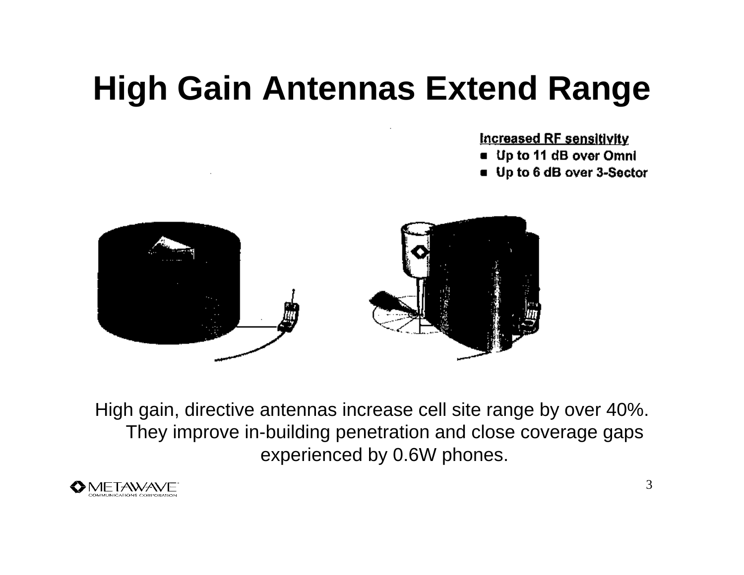# High Gain Antennas Extend Range

**Increased RF sensitivity**

- **Up to 11 dB over Omni**
- **Up to 6 dB over 3-Sector**

High gain, directive antennas increase cell site range by over 40%. They improve in-building penetration and close coverage gaps experienced by 0.6W phones.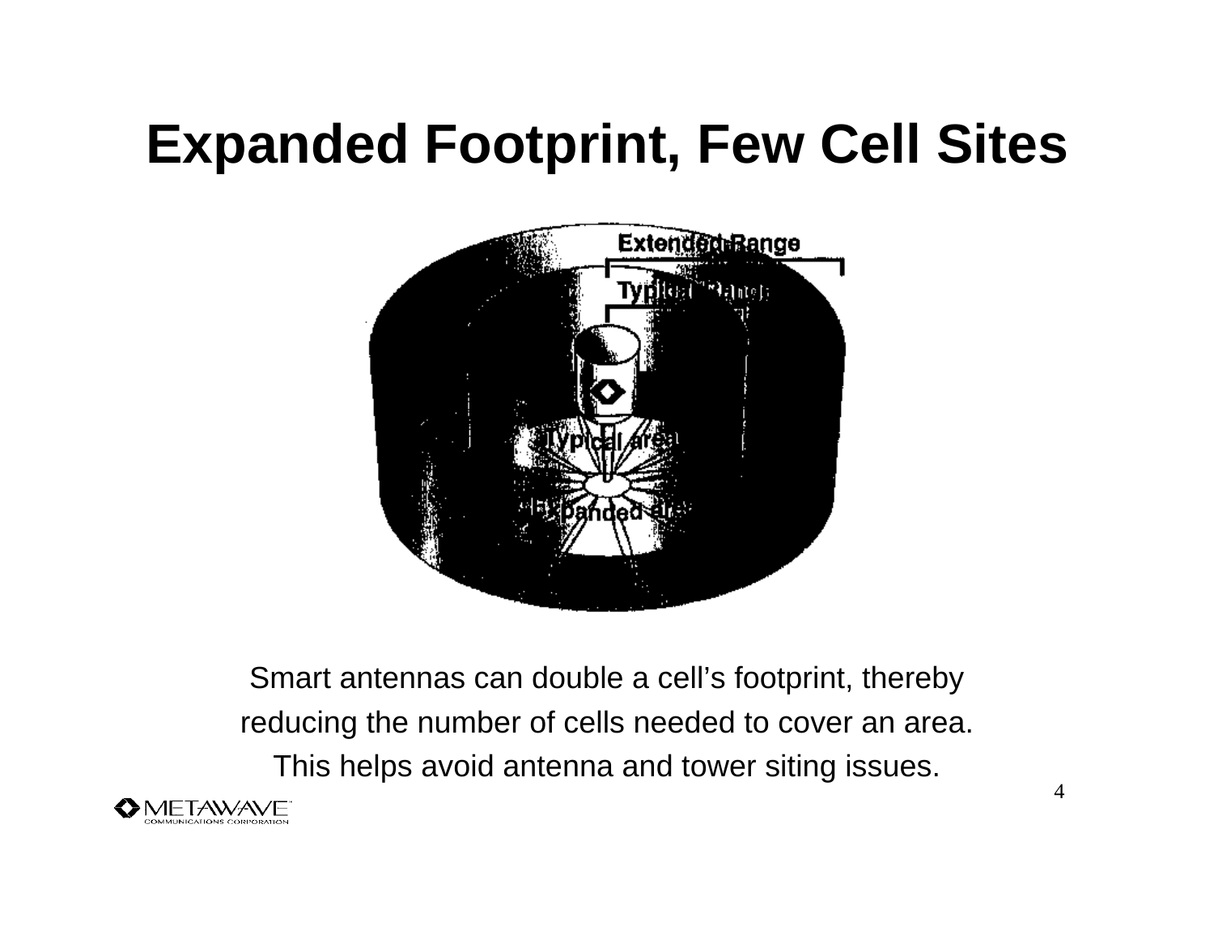# Expanded Footprint, Few Cell Sites

Smart antennas can double a cell's footprint, thereby reducing the number of cells needed to cover an area. This helps avoid antenna and tower siting issues.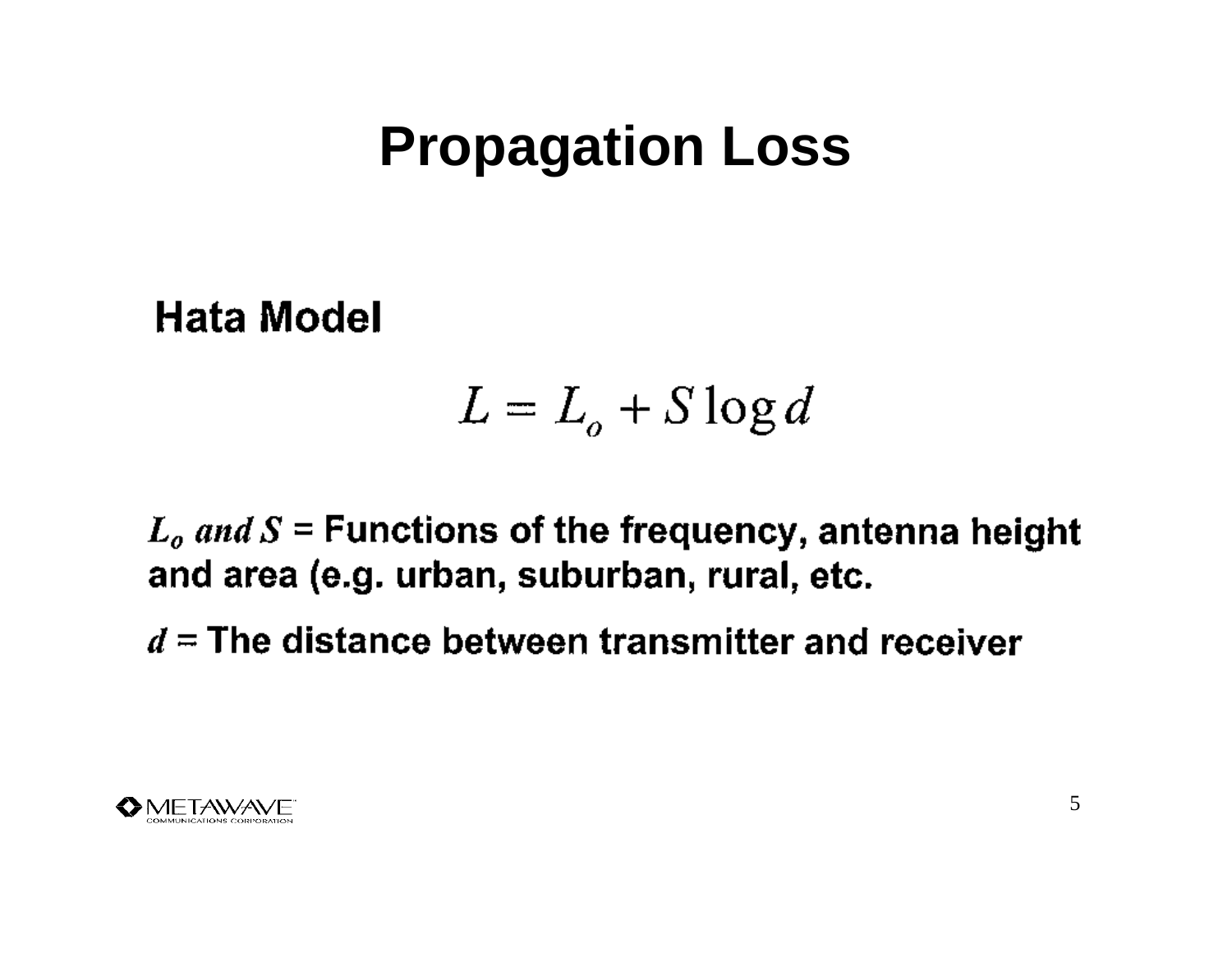# Propagation Loss

## Hata Model

$$L = L_o + S \log d$$

$L_o$ *and* $S$ = Functions of the frequency, antenna height and area (e.g. urban, suburban, rural, etc.

$d$ = The distance between transmitter and receiver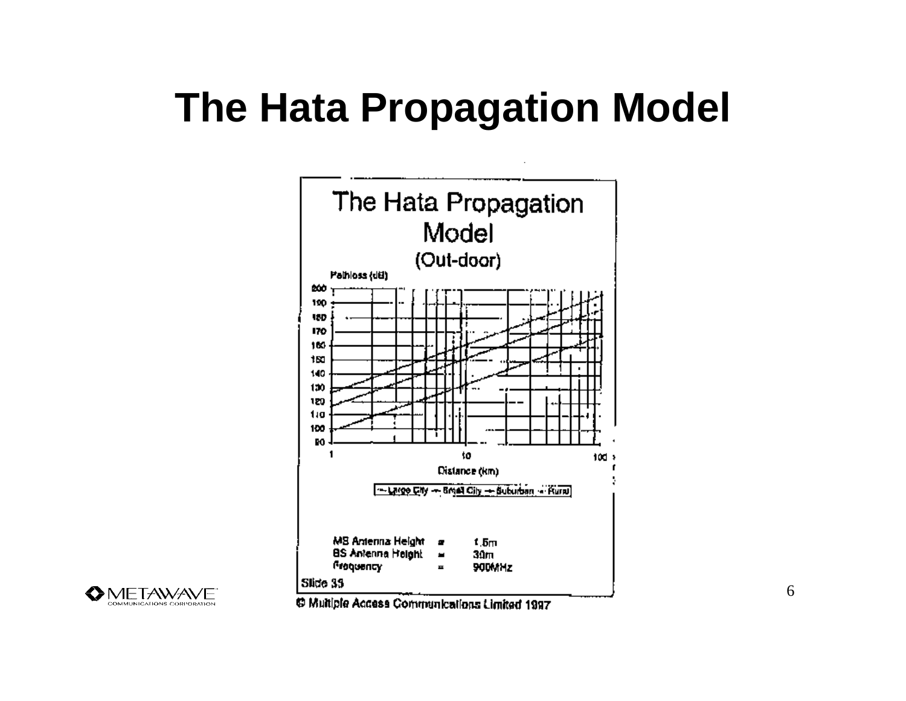# The Hata Propagation Model

## The Hata Propagation Model (Out-door)

Pathloss (dB)

200, 190, 180, 170, 160, 150, 140, 130, 120, 110, 100, 90

1, 10, 100

Distance (km)

Large City — Small City — Suburban — Rural

MS Antenna Height = 1.5m
BS Antenna Height = 30m
Frequency = 900MHz

Slide 35

© Multiple Access Communications Limited 1997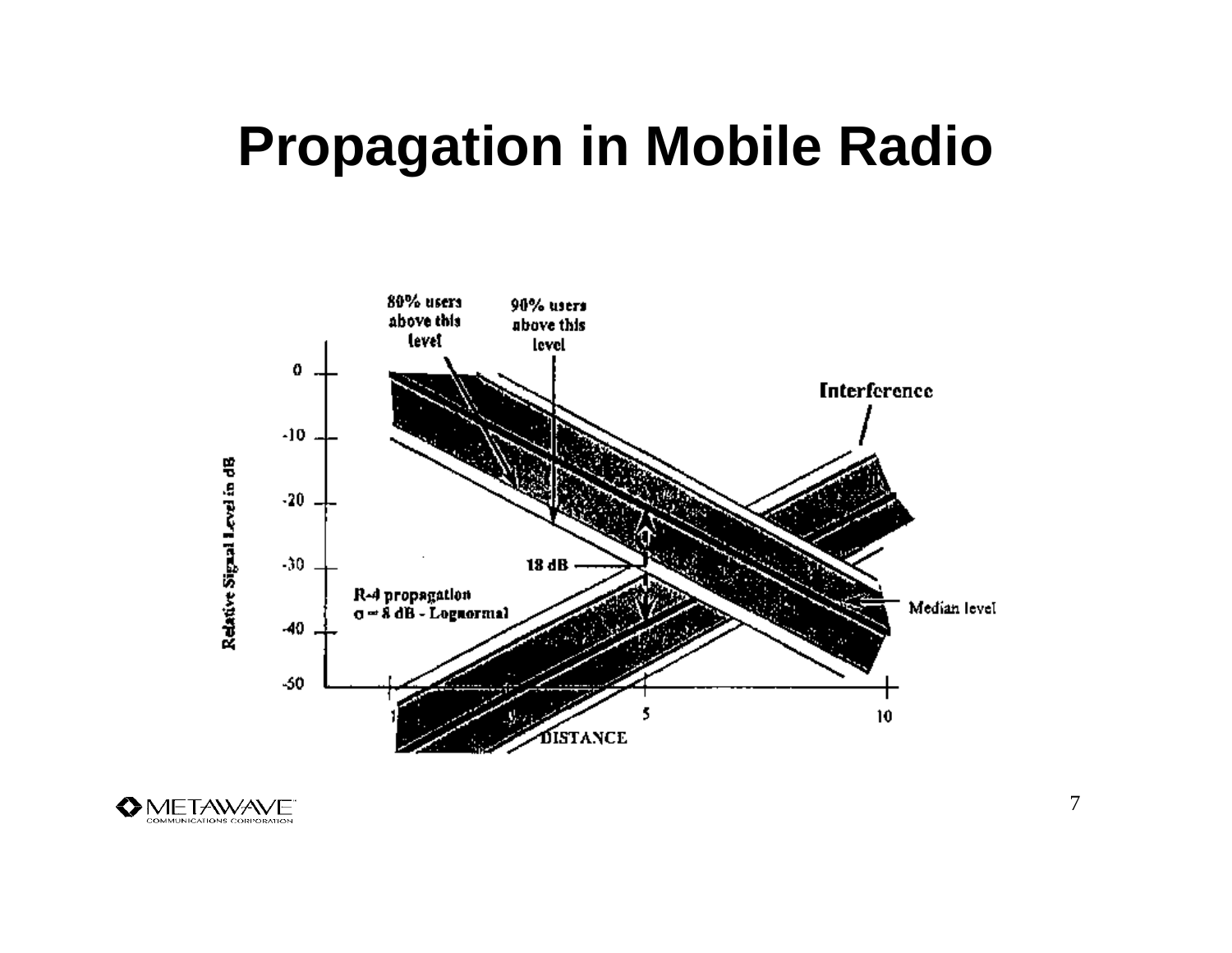# Propagation in Mobile Radio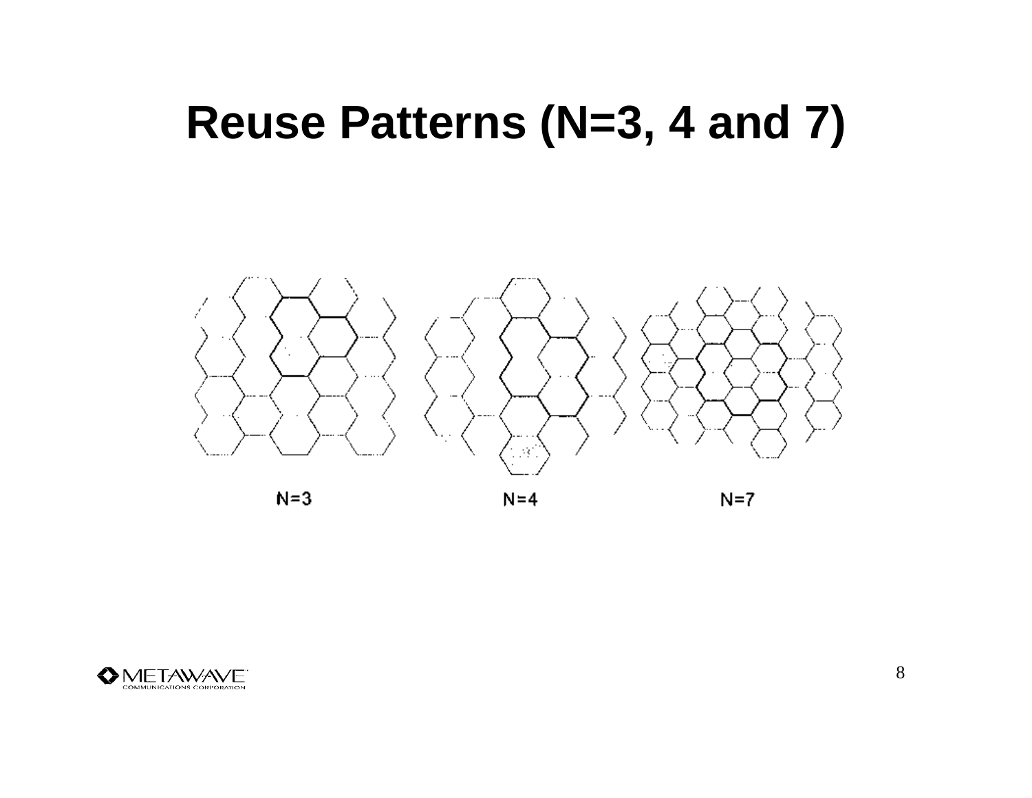# Reuse Patterns (N=3, 4 and 7)

N=3

N=4

N=7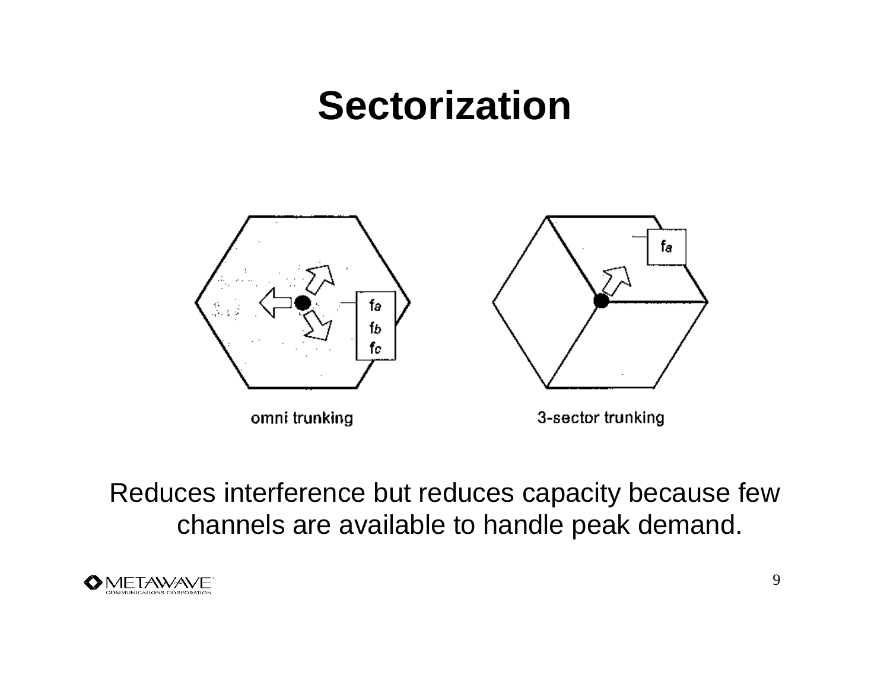# Sectorization

omni trunking

3-sector trunking

Reduces interference but reduces capacity because few channels are available to handle peak demand.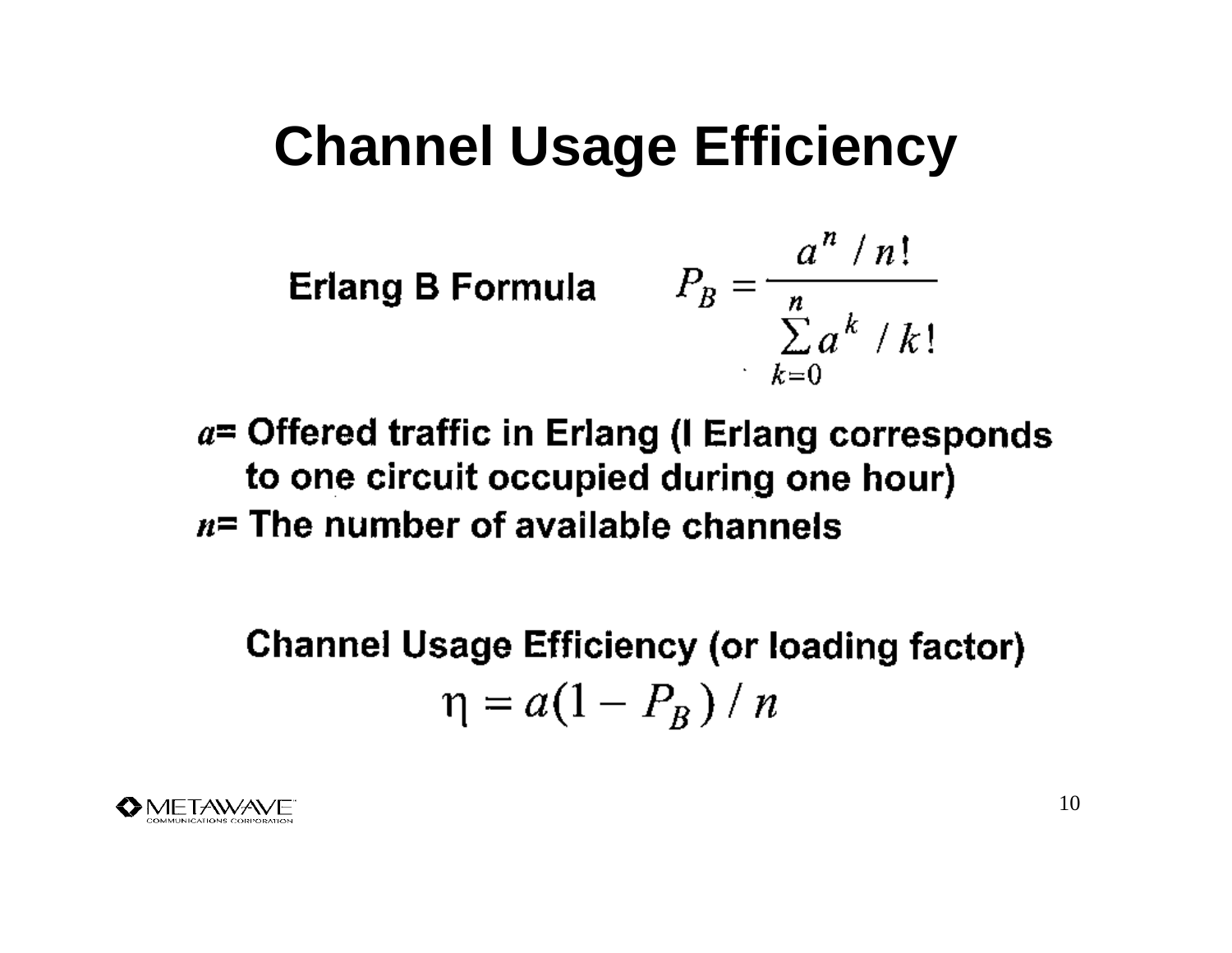# Channel Usage Efficiency

**Erlang B Formula**

$$P_B = \frac{a^n / n!}{\sum_{k=0}^{n} a^k / k!}$$

**$a$= Offered traffic in Erlang (I Erlang corresponds to one circuit occupied during one hour)**

**$n$= The number of available channels**

**Channel Usage Efficiency (or loading factor)**

$$\eta = a(1 - P_B) / n$$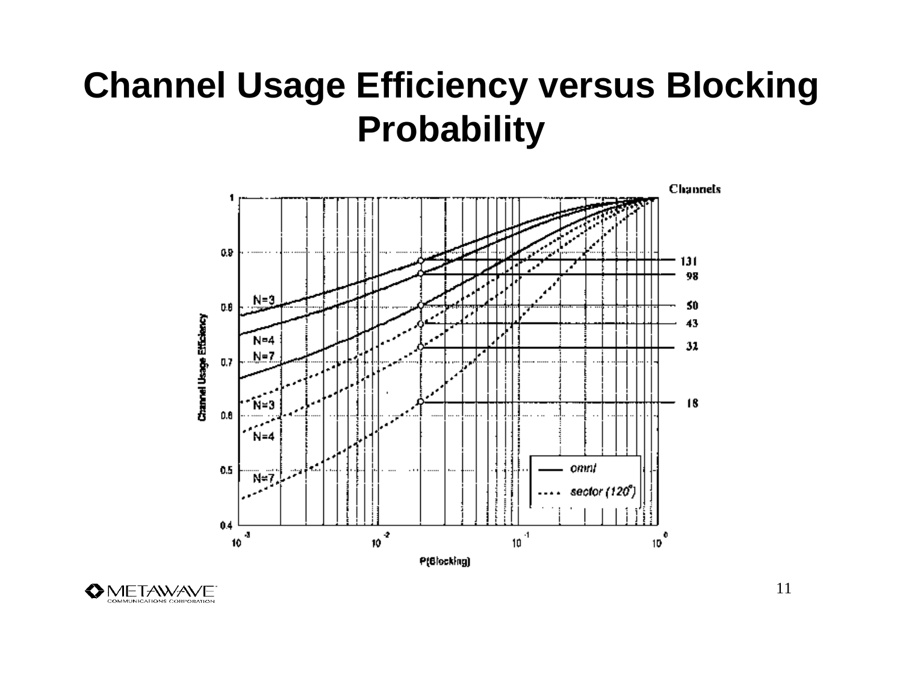# Channel Usage Efficiency versus Blocking Probability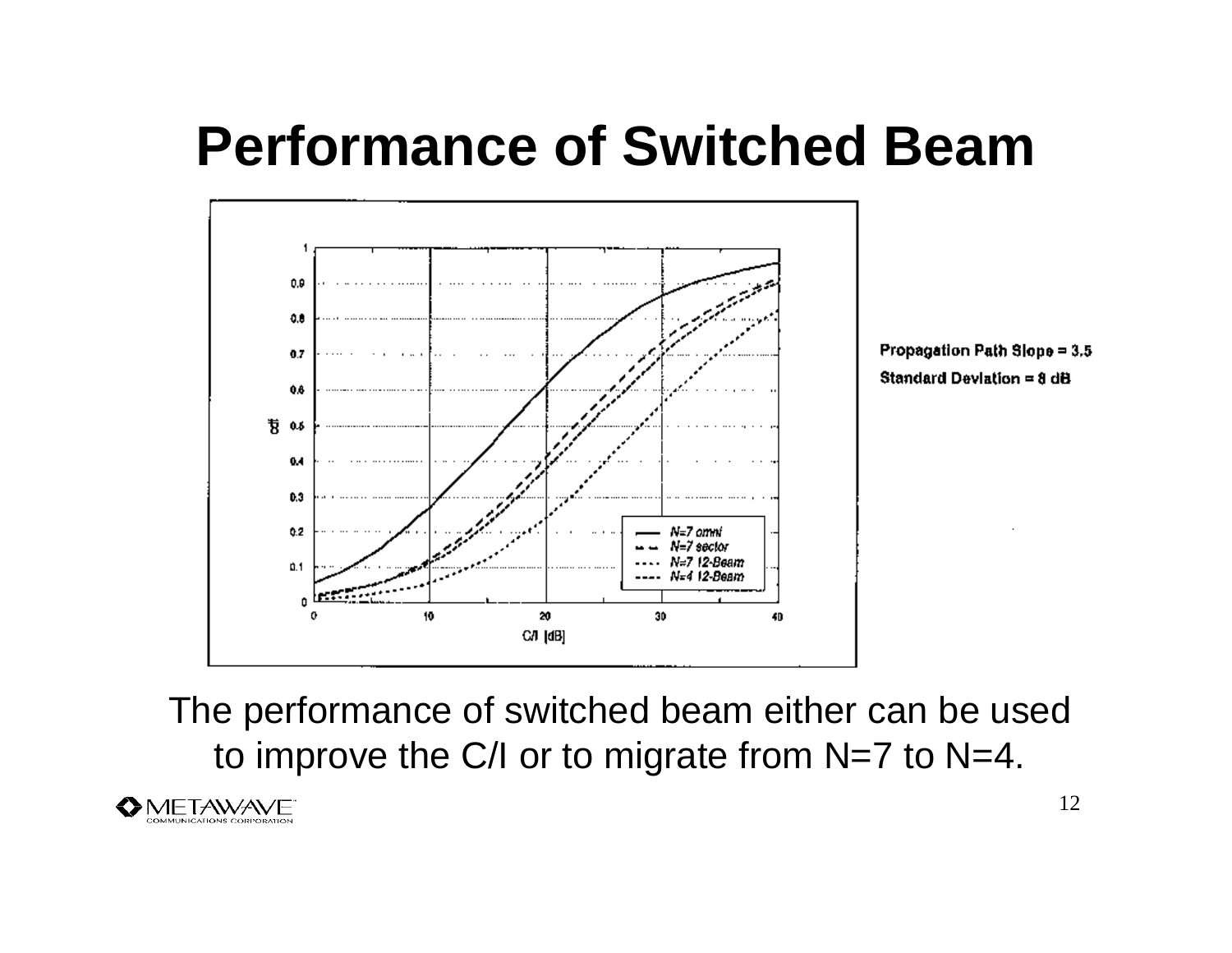# Performance of Switched Beam

Propagation Path Slope = 3.5

Standard Deviation = 8 dB

The performance of switched beam either can be used to improve the C/I or to migrate from N=7 to N=4.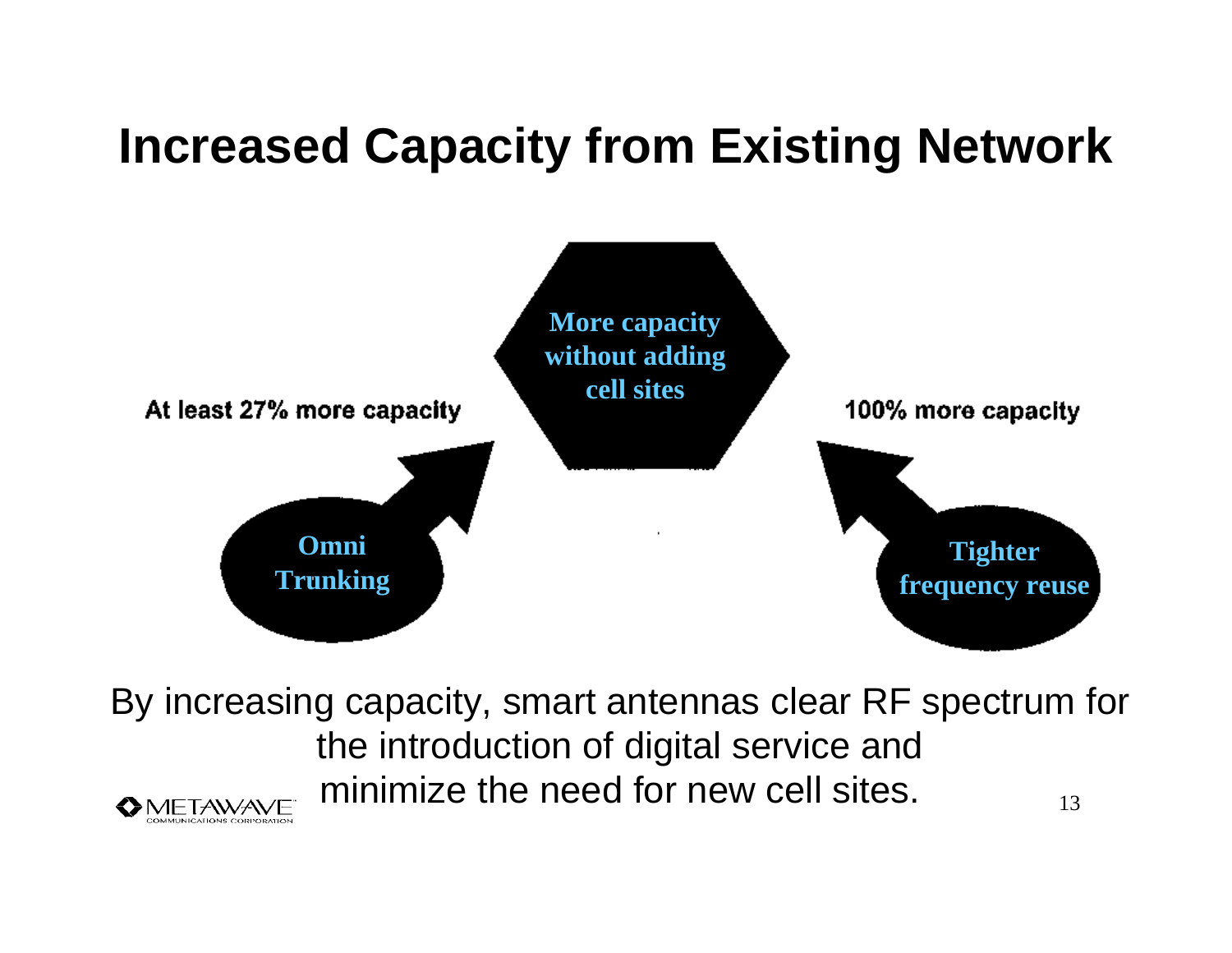# Increased Capacity from Existing Network

**More capacity without adding cell sites**

At least 27% more capacity

100% more capacity

**Omni Trunking**

**Tighter frequency reuse**

By increasing capacity, smart antennas clear RF spectrum for the introduction of digital service and minimize the need for new cell sites.

METAWAVE COMMUNICATIONS CORPORATION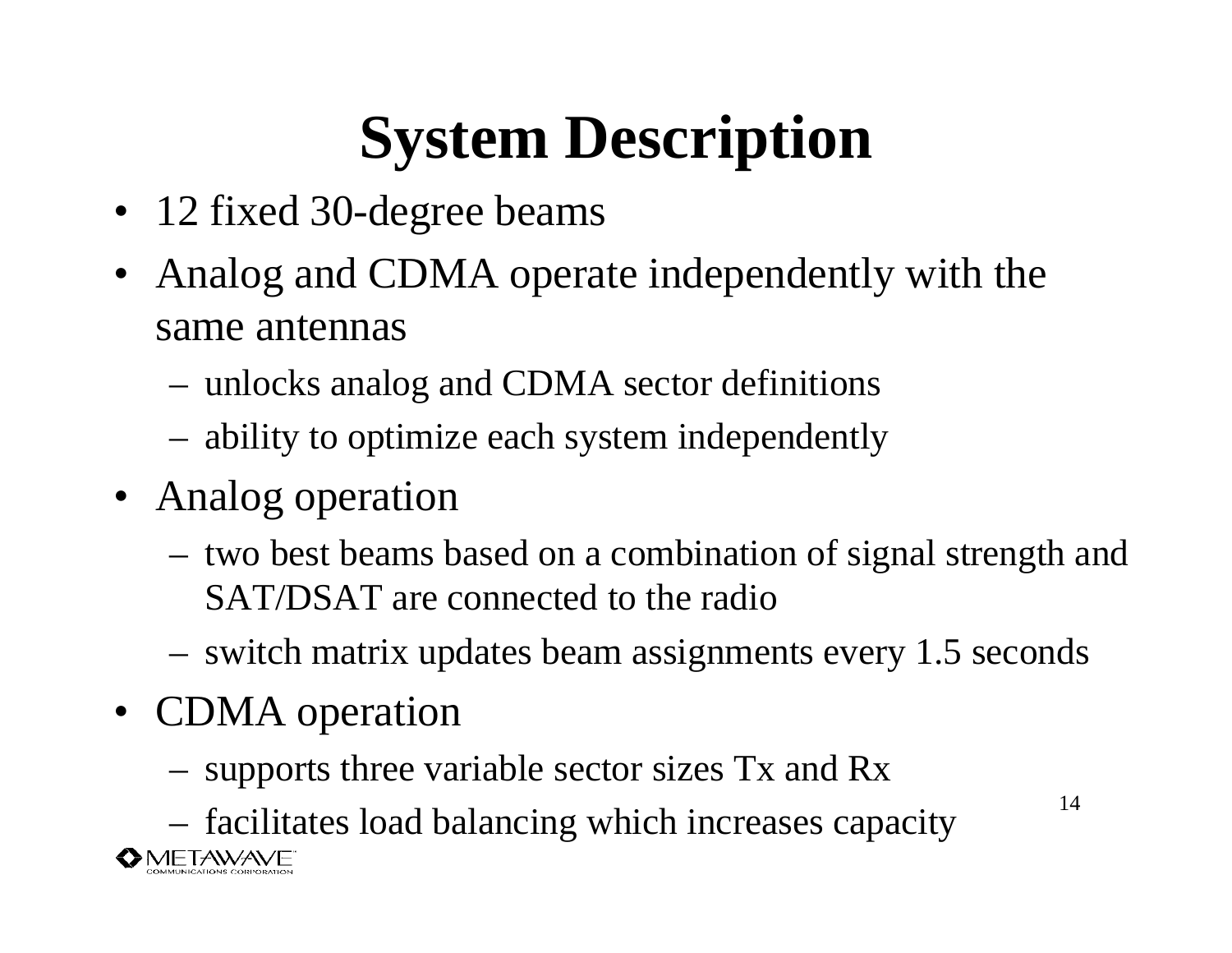# System Description

- 12 fixed 30-degree beams
- Analog and CDMA operate independently with the same antennas
  - unlocks analog and CDMA sector definitions
  - ability to optimize each system independently
- Analog operation
  - two best beams based on a combination of signal strength and SAT/DSAT are connected to the radio
  - switch matrix updates beam assignments every 1.5 seconds
- CDMA operation
  - supports three variable sector sizes Tx and Rx
  - facilitates load balancing which increases capacity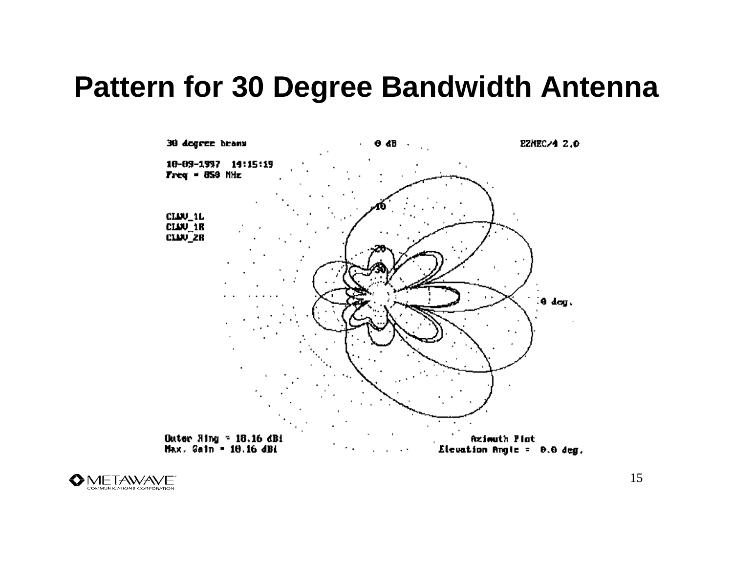# Pattern for 30 Degree Bandwidth Antenna

30 degree beams

10-09-1997 14:15:19
Freq = 859 MHz

CLWV_1L
CLWV_1R
CLWV_2R

0 dB

EZNEC/4 2.0

-10
-20
-30

0 deg.

Outer Ring = 18.16 dBi
Max. Gain = 18.16 dBi

Azimuth Plot
Elevation Angle = 0.0 deg.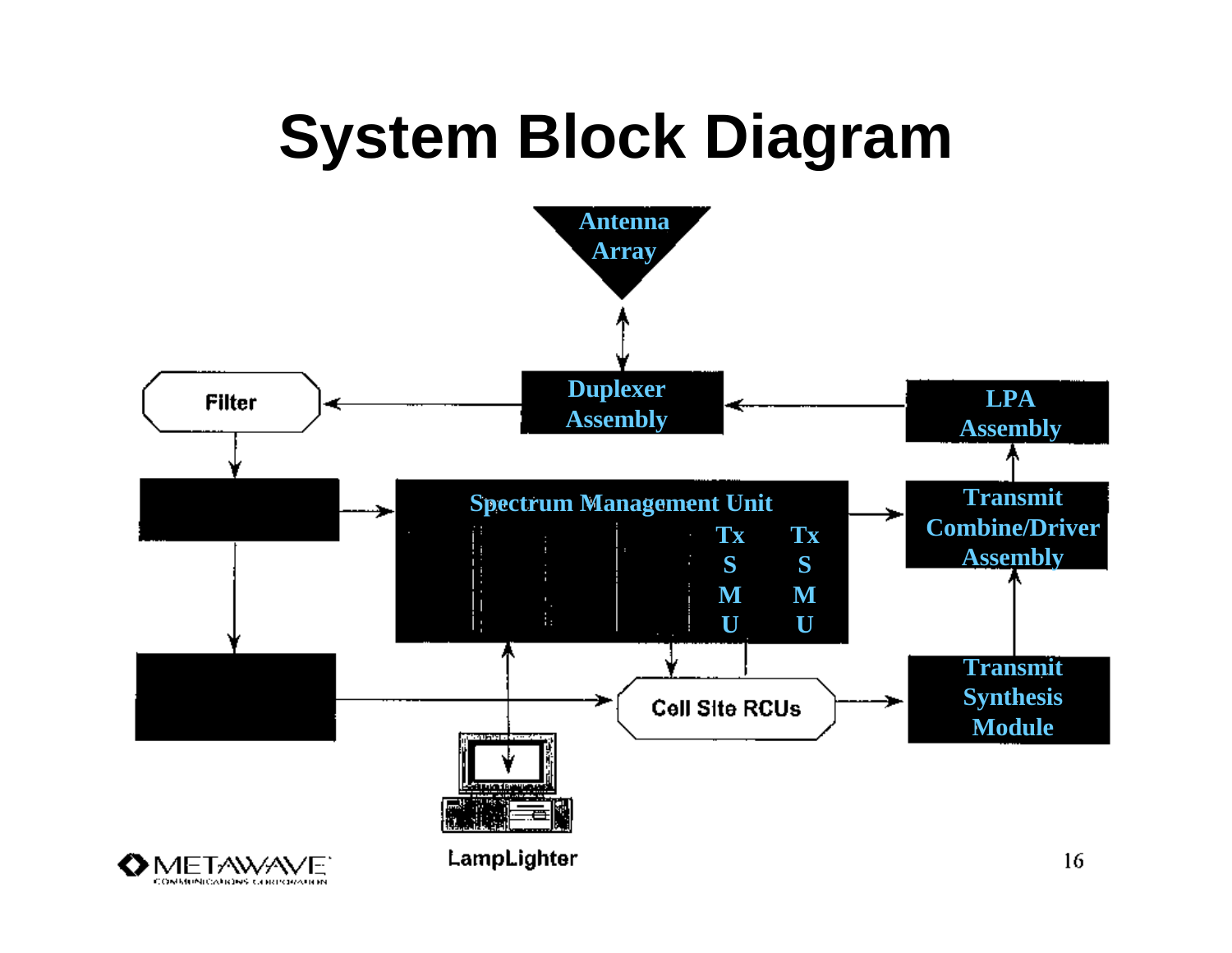# System Block Diagram

Antenna Array

Duplexer Assembly

Filter

LPA Assembly

Spectrum Management Unit

Tx SMU

Tx SMU

Transmit Combine/Driver Assembly

Cell Site RCUs

Transmit Synthesis Module

LampLighter

METAWAVE COMMUNICATIONS CORPORATION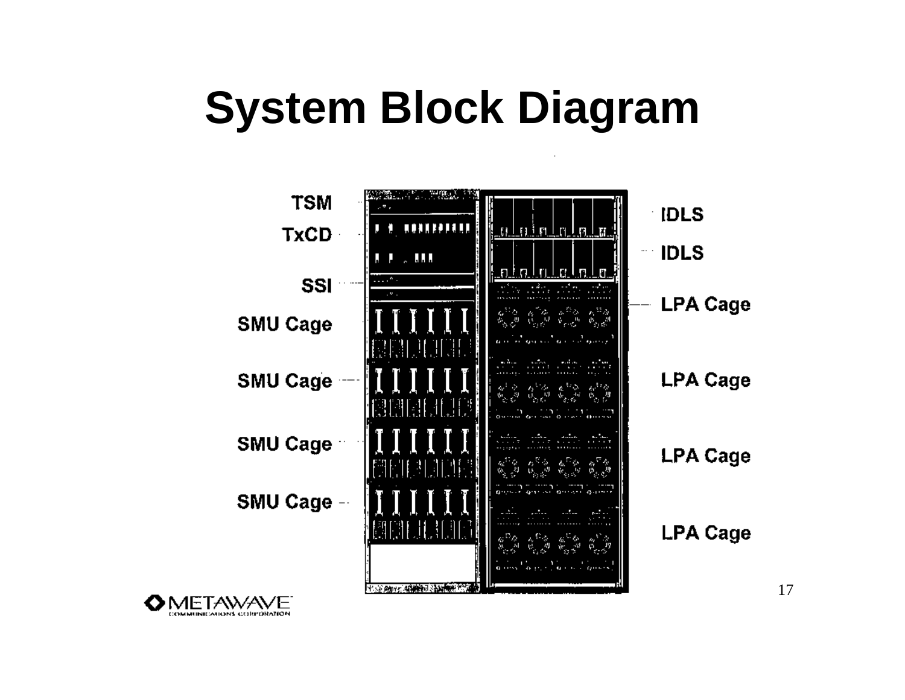# System Block Diagram

TSM

TxCD

SSI

SMU Cage

SMU Cage

SMU Cage

SMU Cage

IDLS

IDLS

LPA Cage

LPA Cage

LPA Cage

LPA Cage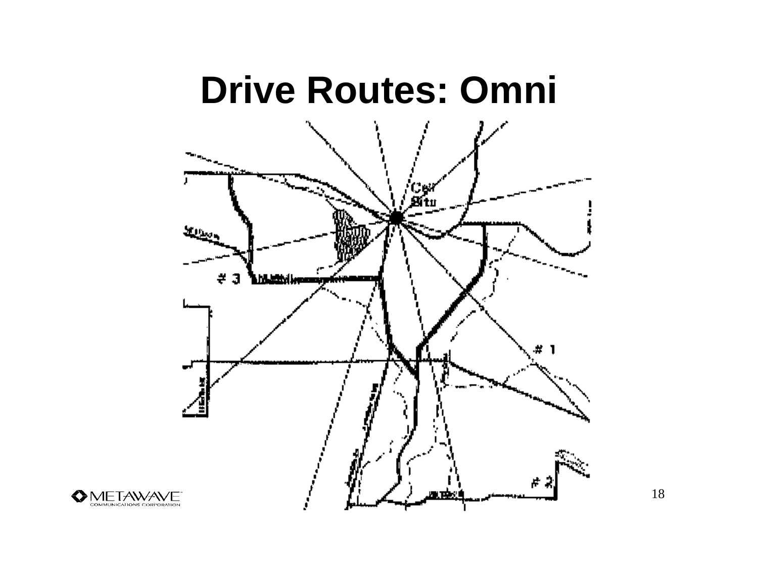# Drive Routes: Omni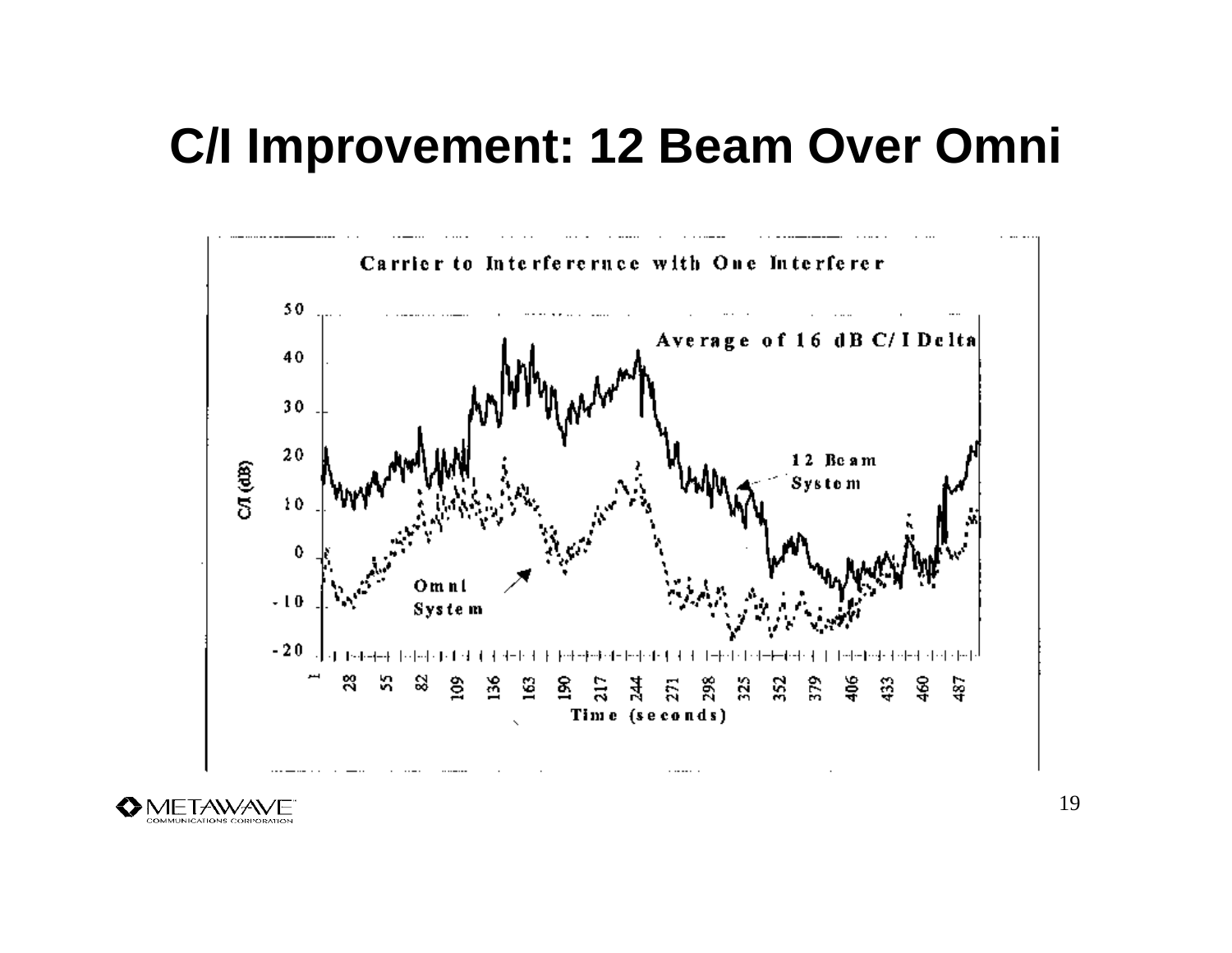# C/I Improvement: 12 Beam Over Omni

Carrier to Interferernce with One Interferer

Average of 16 dB C/I Delta

12 Beam System

Omni System

C/I (dB)

Time (seconds)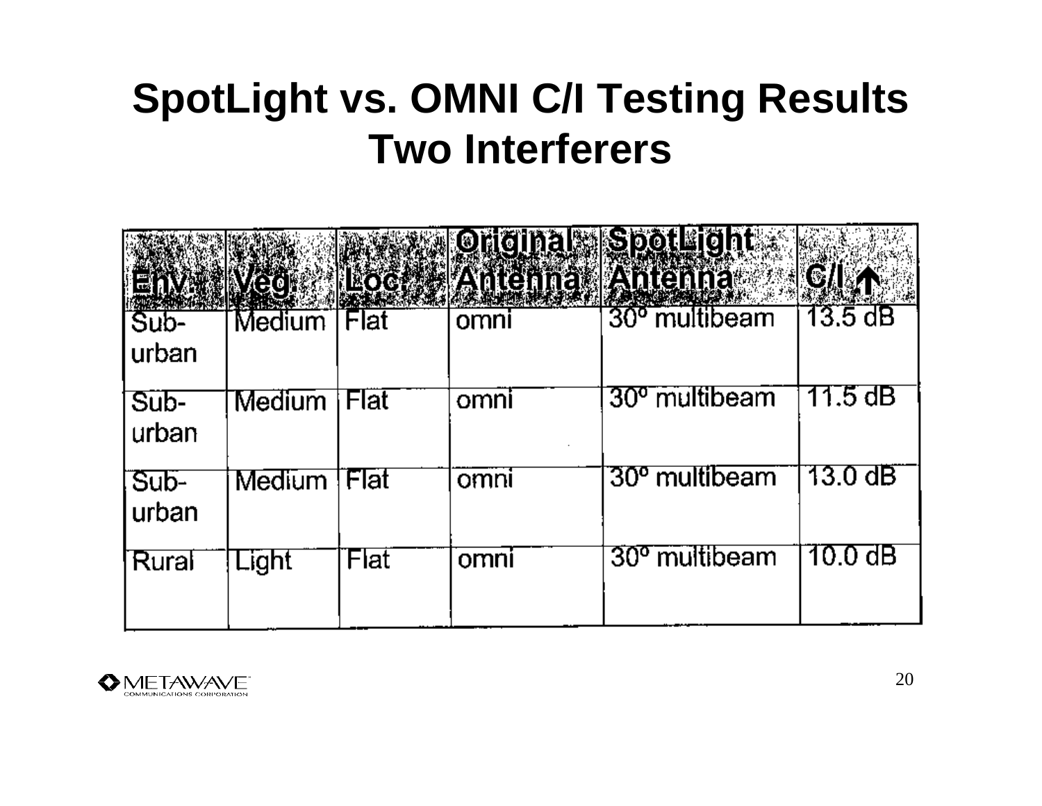# SpotLight vs. OMNI C/I Testing Results
## Two Interferers

| Env. | Veg. | Loc. | Original Antenna | SpotLight Antenna | C/I ↑ |
|---|---|---|---|---|---|
| Sub-urban | Medium | Flat | omni | 30° multibeam | 13.5 dB |
| Sub-urban | Medium | Flat | omni | 30° multibeam | 11.5 dB |
| Sub-urban | Medium | Flat | omni | 30° multibeam | 13.0 dB |
| Rural | Light | Flat | omni | 30° multibeam | 10.0 dB |

METAWAVE COMMUNICATIONS CORPORATION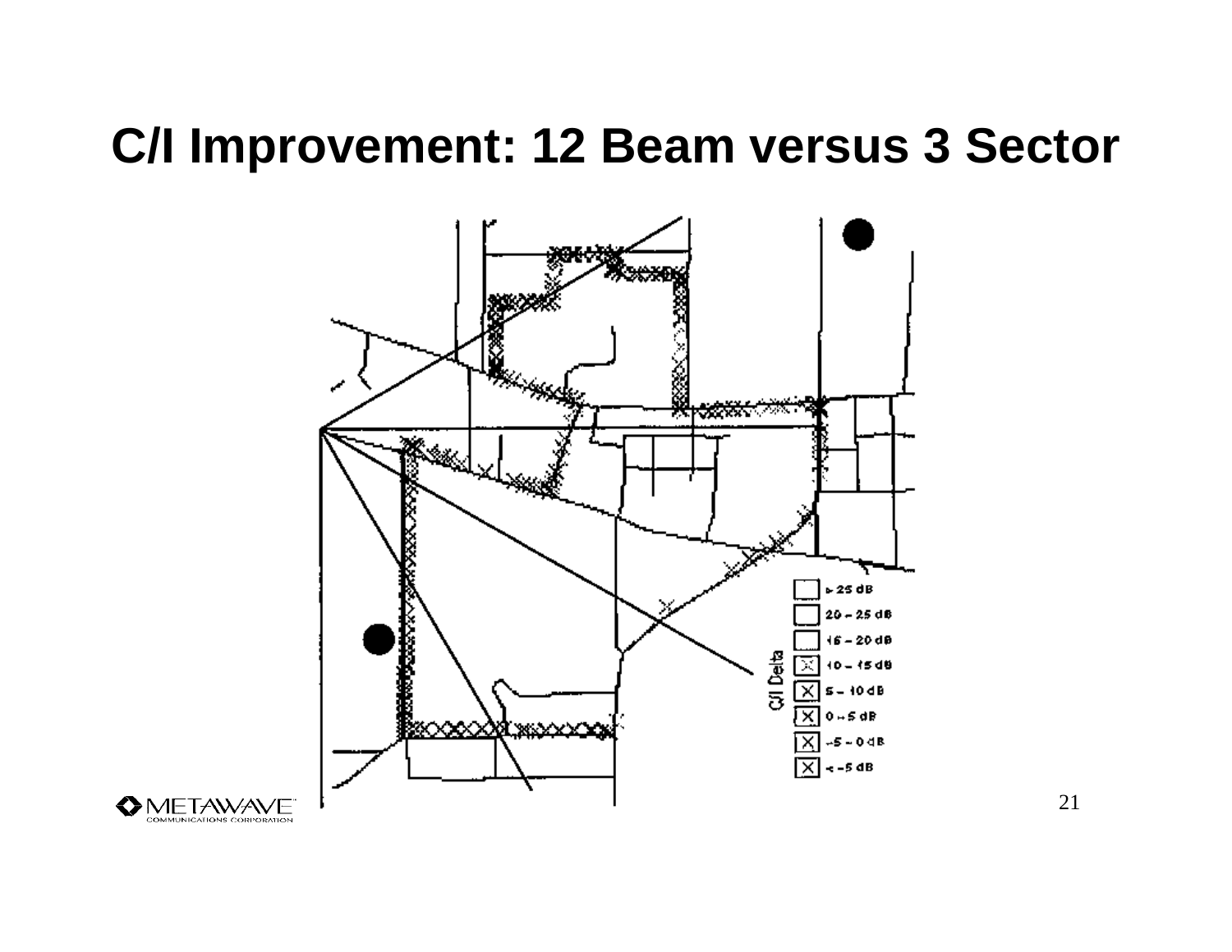# C/I Improvement: 12 Beam versus 3 Sector

C/I Delta

- > 25 dB
- 20 – 25 dB
- 15 – 20 dB
- 10 – 15 dB
- 5 – 10 dB
- 0 – 5 dB
- -5 – 0 dB
- < -5 dB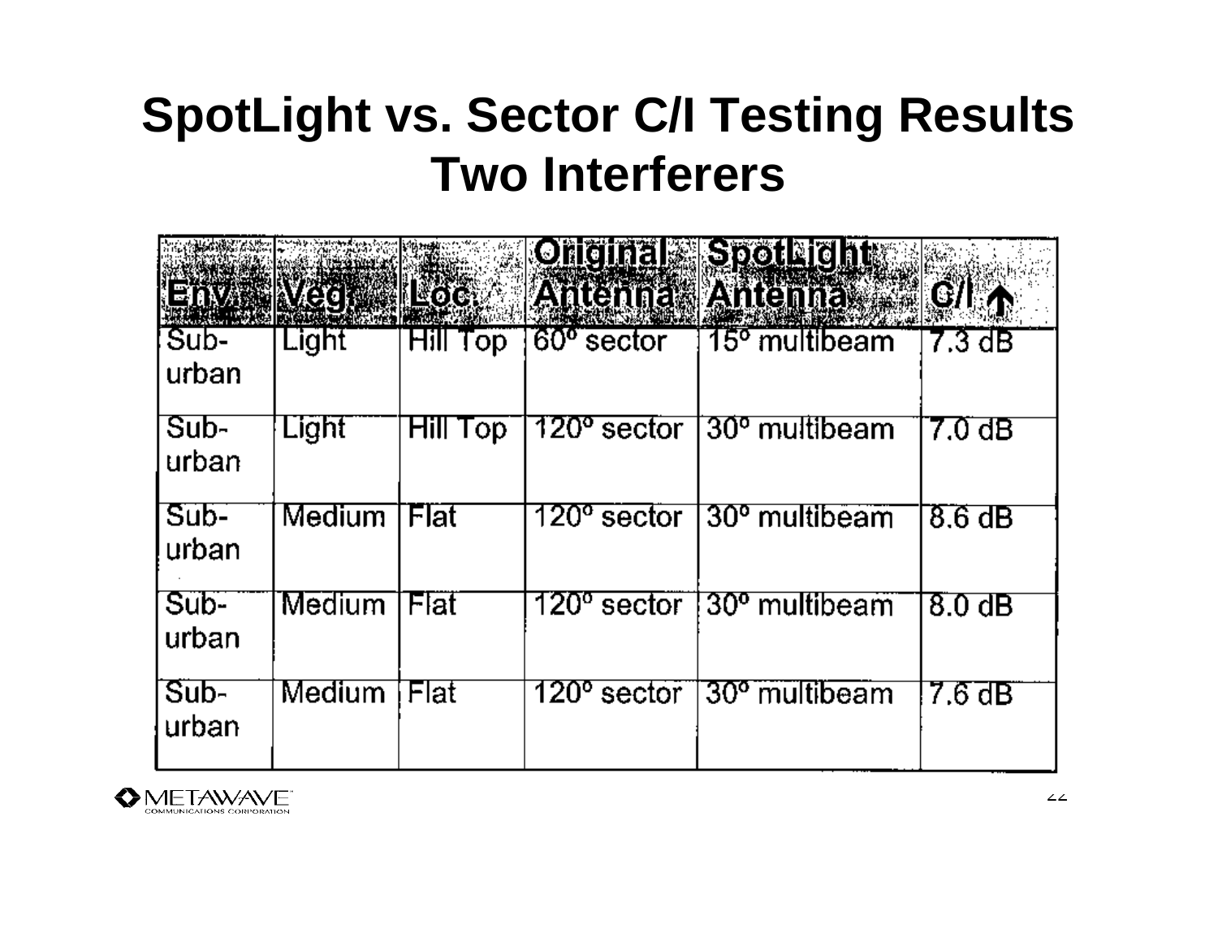# SpotLight vs. Sector C/I Testing Results Two Interferers

| Env. | Veg. | Loc. | Original Antenna | SpotLight Antenna | C/I ↑ |
|---|---|---|---|---|---|
| Sub-urban | Light | Hill Top | 60° sector | 15° multibeam | 7.3 dB |
| Sub-urban | Light | Hill Top | 120° sector | 30° multibeam | 7.0 dB |
| Sub-urban | Medium | Flat | 120° sector | 30° multibeam | 8.6 dB |
| Sub-urban | Medium | Flat | 120° sector | 30° multibeam | 8.0 dB |
| Sub-urban | Medium | Flat | 120° sector | 30° multibeam | 7.6 dB |

METAWAVE COMMUNICATIONS CORPORATION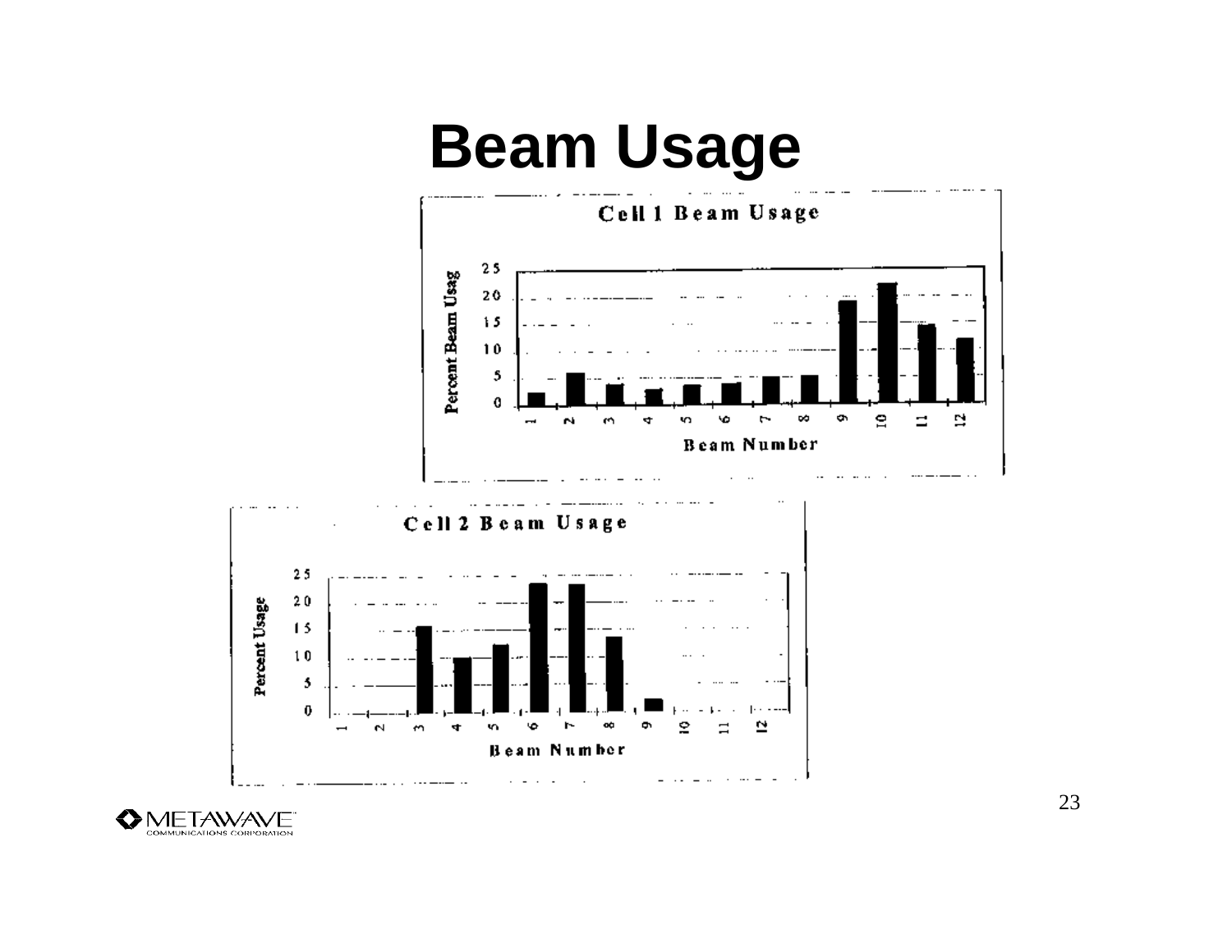# Beam Usage

**Cell 1 Beam Usage**

Percent Beam Usag

25
20
15
10
5
0

1 2 3 4 5 6 7 8 9 10 11 12

Beam Number

**Cell 2 Beam Usage**

Percent Usage

25
20
15
10
5
0

1 2 3 4 5 6 7 8 9 10 11 12

Beam Number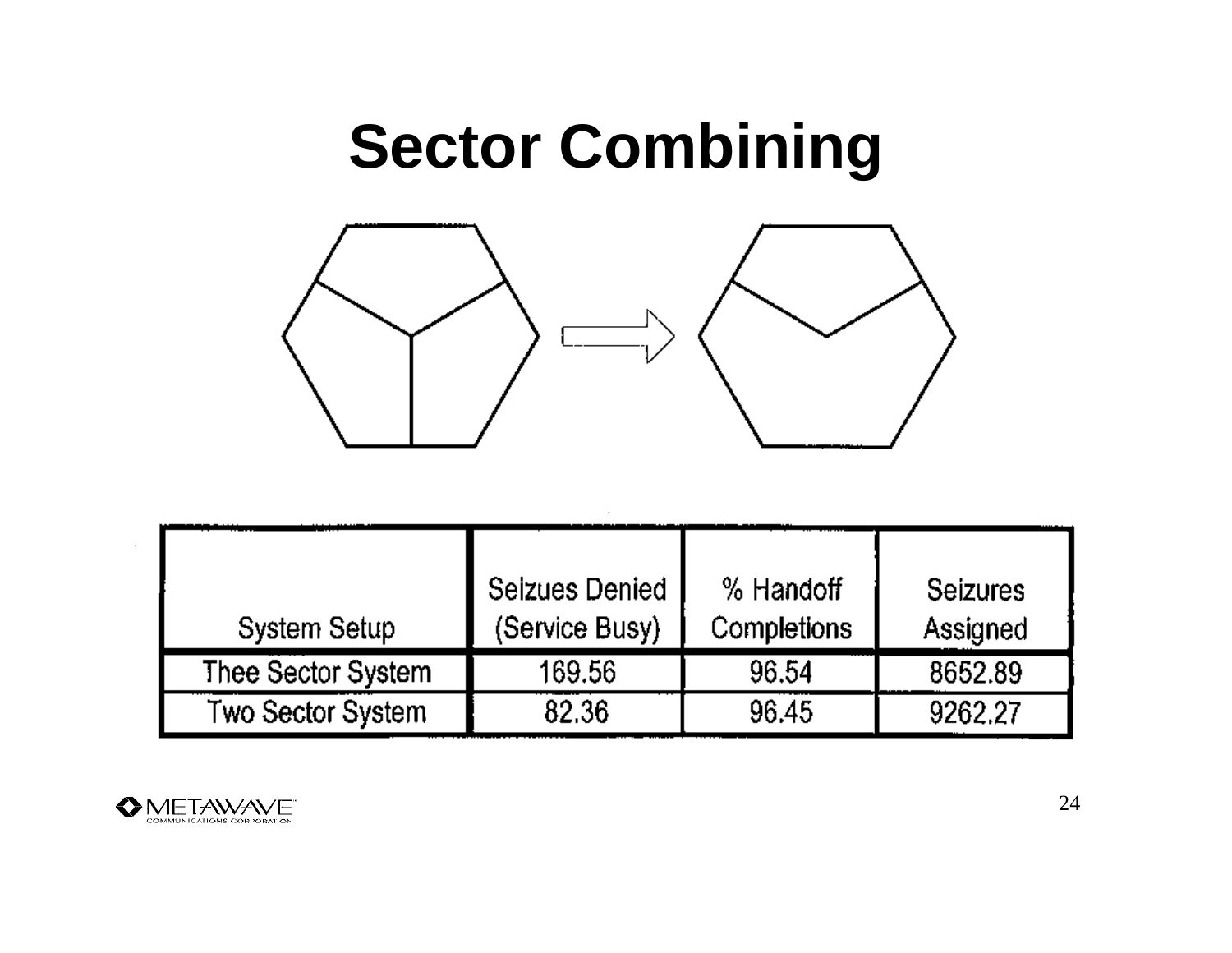# Sector Combining

| System Setup | Seizues Denied (Service Busy) | % Handoff Completions | Seizures Assigned |
|---|---|---|---|
| Thee Sector System | 169.56 | 96.54 | 8652.89 |
| Two Sector System | 82.36 | 96.45 | 9262.27 |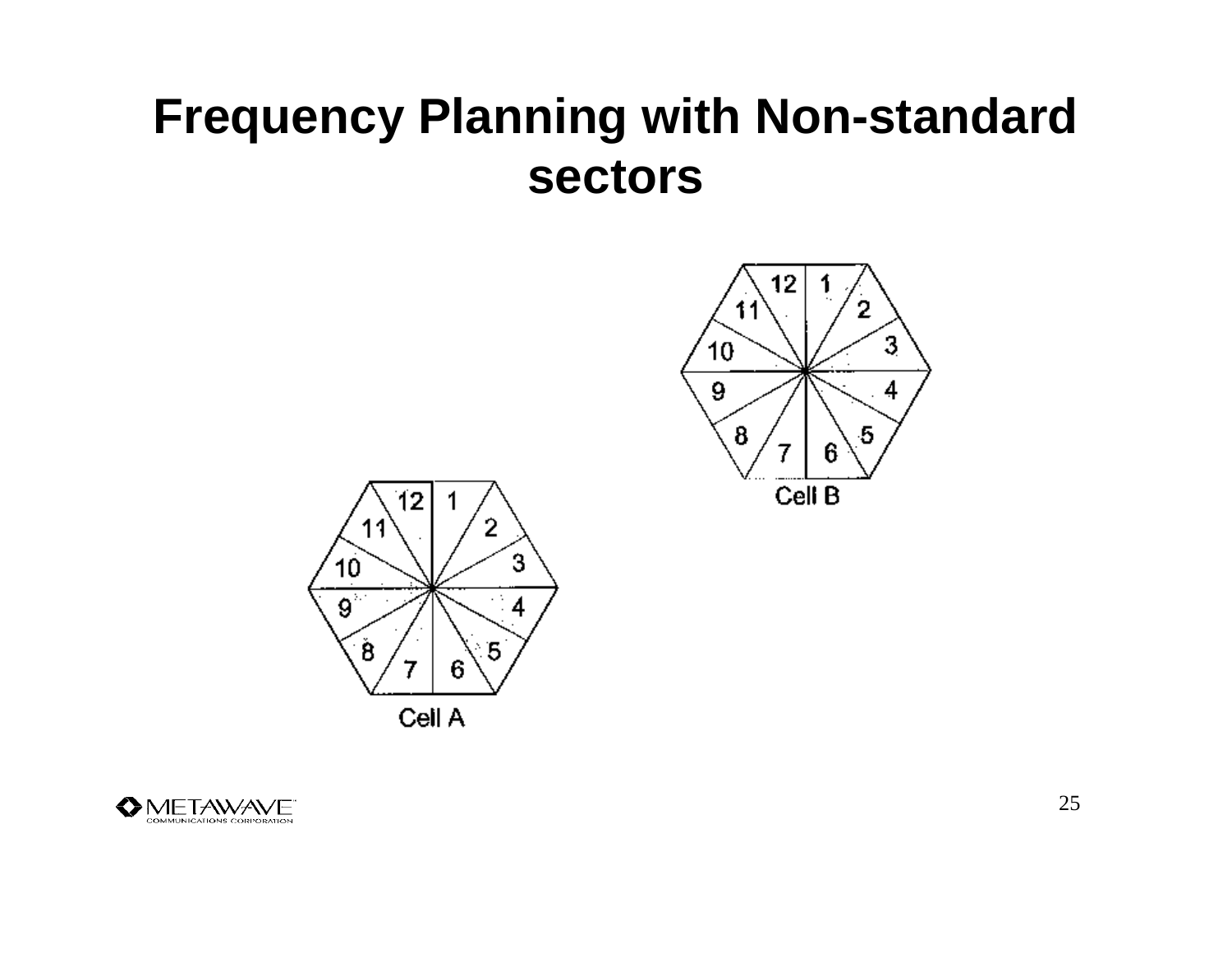# Frequency Planning with Non-standard sectors

Cell B

Cell A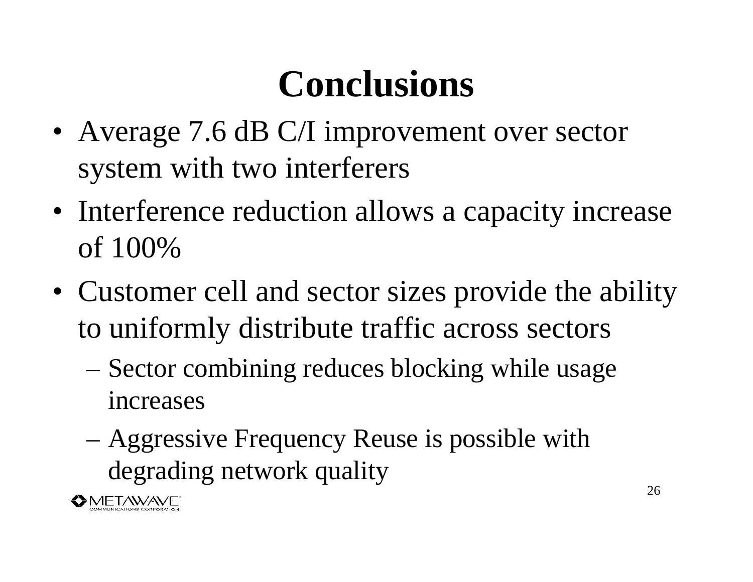# Conclusions

- Average 7.6 dB C/I improvement over sector system with two interferers
- Interference reduction allows a capacity increase of 100%
- Customer cell and sector sizes provide the ability to uniformly distribute traffic across sectors
  - Sector combining reduces blocking while usage increases
  - Aggressive Frequency Reuse is possible with degrading network quality

METAWAVE COMMUNICATIONS CORPORATION